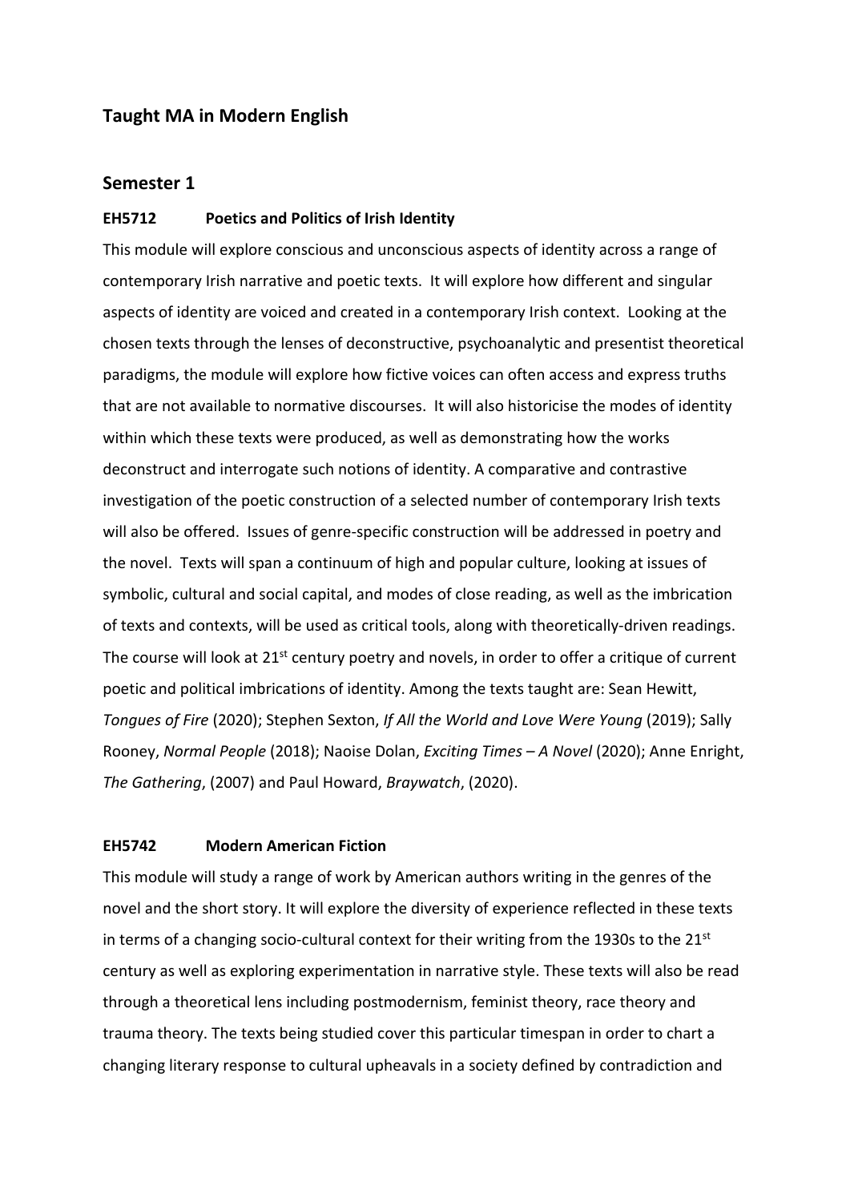# Taught MA in Modern English

## Semester 1

### EH5712 Poetics and Politics of Irish Identity

This module will explore conscious and unconscious aspects of identity across a range of contemporary Irish narrative and poetic texts. It will explore how different and singular aspects of identity are voiced and created in a contemporary Irish context. Looking at the chosen texts through the lenses of deconstructive, psychoanalytic and presentist theoretical paradigms, the module will explore how fictive voices can often access and express truths that are not available to normative discourses. It will also historicise the modes of identity within which these texts were produced, as well as demonstrating how the works deconstruct and interrogate such notions of identity. A comparative and contrastive investigation of the poetic construction of a selected number of contemporary Irish texts will also be offered. Issues of genre-specific construction will be addressed in poetry and the novel. Texts will span a continuum of high and popular culture, looking at issues of symbolic, cultural and social capital, and modes of close reading, as well as the imbrication of texts and contexts, will be used as critical tools, along with theoretically-driven readings. The course will look at 21st century poetry and novels, in order to offer a critique of current poetic and political imbrications of identity. Among the texts taught are: Sean Hewitt, *Tongues of Fire* (2020); Stephen Sexton, *If All the World and Love Were Young* (2019); Sally Rooney, *Normal People* (2018); Naoise Dolan, *Exciting Times – A Novel* (2020); Anne Enright, *The Gathering*, (2007) and Paul Howard, *Braywatch*, (2020).

### EH5742 Modern American Fiction

This module will study a range of work by American authors writing in the genres of the novel and the short story. It will explore the diversity of experience reflected in these texts in terms of a changing socio-cultural context for their writing from the 1930s to the 21st century as well as exploring experimentation in narrative style. These texts will also be read through a theoretical lens including postmodernism, feminist theory, race theory and trauma theory. The texts being studied cover this particular timespan in order to chart a changing literary response to cultural upheavals in a society defined by contradiction and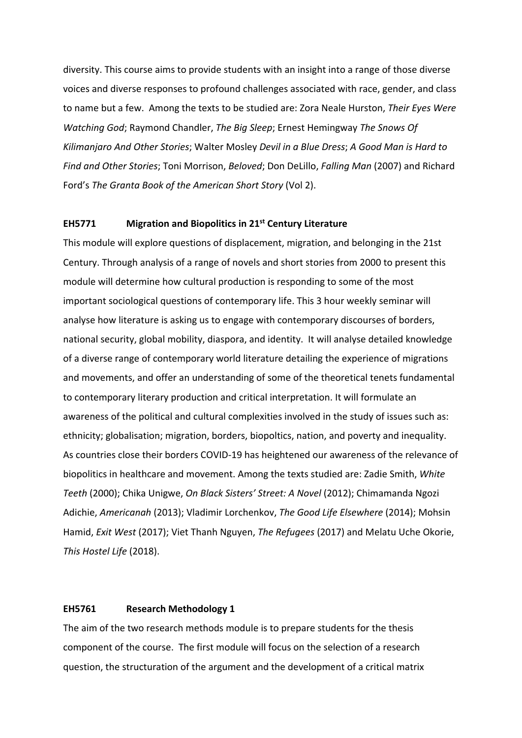diversity. This course aims to provide students with an insight into a range of those diverse voices and diverse responses to profound challenges associated with race, gender, and class to name but a few. Among the texts to be studied are: Zora Neale Hurston, *Their Eyes Were Watching God*; Raymond Chandler, *The Big Sleep*; Ernest Hemingway *The Snows Of Kilimanjaro And Other Stories*; Walter Mosley *Devil in a Blue Dress*; *A Good Man is Hard to Find and Other Stories*; Toni Morrison, *Beloved*; Don DeLillo, *Falling Man* (2007) and Richard Ford's *The Granta Book of the American Short Story* (Vol 2).

**EH5771 Migration and Biopolitics in 21st Century Literature**

This module will explore questions of displacement, migration, and belonging in the 21st Century. Through analysis of a range of novels and short stories from 2000 to present this module will determine how cultural production is responding to some of the most important sociological questions of contemporary life. This 3 hour weekly seminar will analyse how literature is asking us to engage with contemporary discourses of borders, national security, global mobility, diaspora, and identity. It will analyse detailed knowledge of a diverse range of contemporary world literature detailing the experience of migrations and movements, and offer an understanding of some of the theoretical tenets fundamental to contemporary literary production and critical interpretation. It will formulate an awareness of the political and cultural complexities involved in the study of issues such as: ethnicity; globalisation; migration, borders, biopoltics, nation, and poverty and inequality. As countries close their borders COVID-19 has heightened our awareness of the relevance of biopolitics in healthcare and movement. Among the texts studied are: Zadie Smith, *White Teeth* (2000); Chika Unigwe, *On Black Sisters' Street: A Novel* (2012); Chimamanda Ngozi Adichie, *Americanah* (2013); Vladimir Lorchenkov, *The Good Life Elsewhere* (2014); Mohsin Hamid, *Exit West* (2017); Viet Thanh Nguyen, *The Refugees* (2017) and Melatu Uche Okorie, *This Hostel Life* (2018).

**EH5761 Research Methodology 1**

The aim of the two research methods module is to prepare students for the thesis component of the course. The first module will focus on the selection of a research question, the structuration of the argument and the development of a critical matrix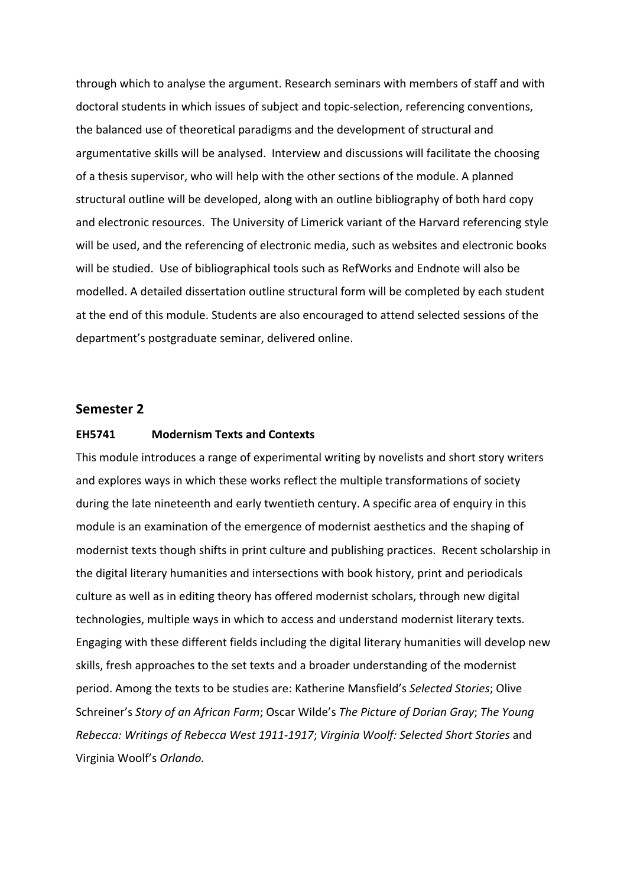through which to analyse the argument. Research seminars with members of staff and with doctoral students in which issues of subject and topic-selection, referencing conventions, the balanced use of theoretical paradigms and the development of structural and argumentative skills will be analysed. Interview and discussions will facilitate the choosing of a thesis supervisor, who will help with the other sections of the module. A planned structural outline will be developed, along with an outline bibliography of both hard copy and electronic resources. The University of Limerick variant of the Harvard referencing style will be used, and the referencing of electronic media, such as websites and electronic books will be studied. Use of bibliographical tools such as RefWorks and Endnote will also be modelled. A detailed dissertation outline structural form will be completed by each student at the end of this module. Students are also encouraged to attend selected sessions of the department's postgraduate seminar, delivered online.

## Semester 2

**EH5741 Modernism Texts and Contexts**

This module introduces a range of experimental writing by novelists and short story writers and explores ways in which these works reflect the multiple transformations of society during the late nineteenth and early twentieth century. A specific area of enquiry in this module is an examination of the emergence of modernist aesthetics and the shaping of modernist texts though shifts in print culture and publishing practices. Recent scholarship in the digital literary humanities and intersections with book history, print and periodicals culture as well as in editing theory has offered modernist scholars, through new digital technologies, multiple ways in which to access and understand modernist literary texts. Engaging with these different fields including the digital literary humanities will develop new skills, fresh approaches to the set texts and a broader understanding of the modernist period. Among the texts to be studies are: Katherine Mansfield's *Selected Stories*; Olive Schreiner's *Story of an African Farm*; Oscar Wilde's *The Picture of Dorian Gray*; *The Young Rebecca: Writings of Rebecca West 1911-1917*; *Virginia Woolf: Selected Short Stories* and Virginia Woolf's *Orlando.*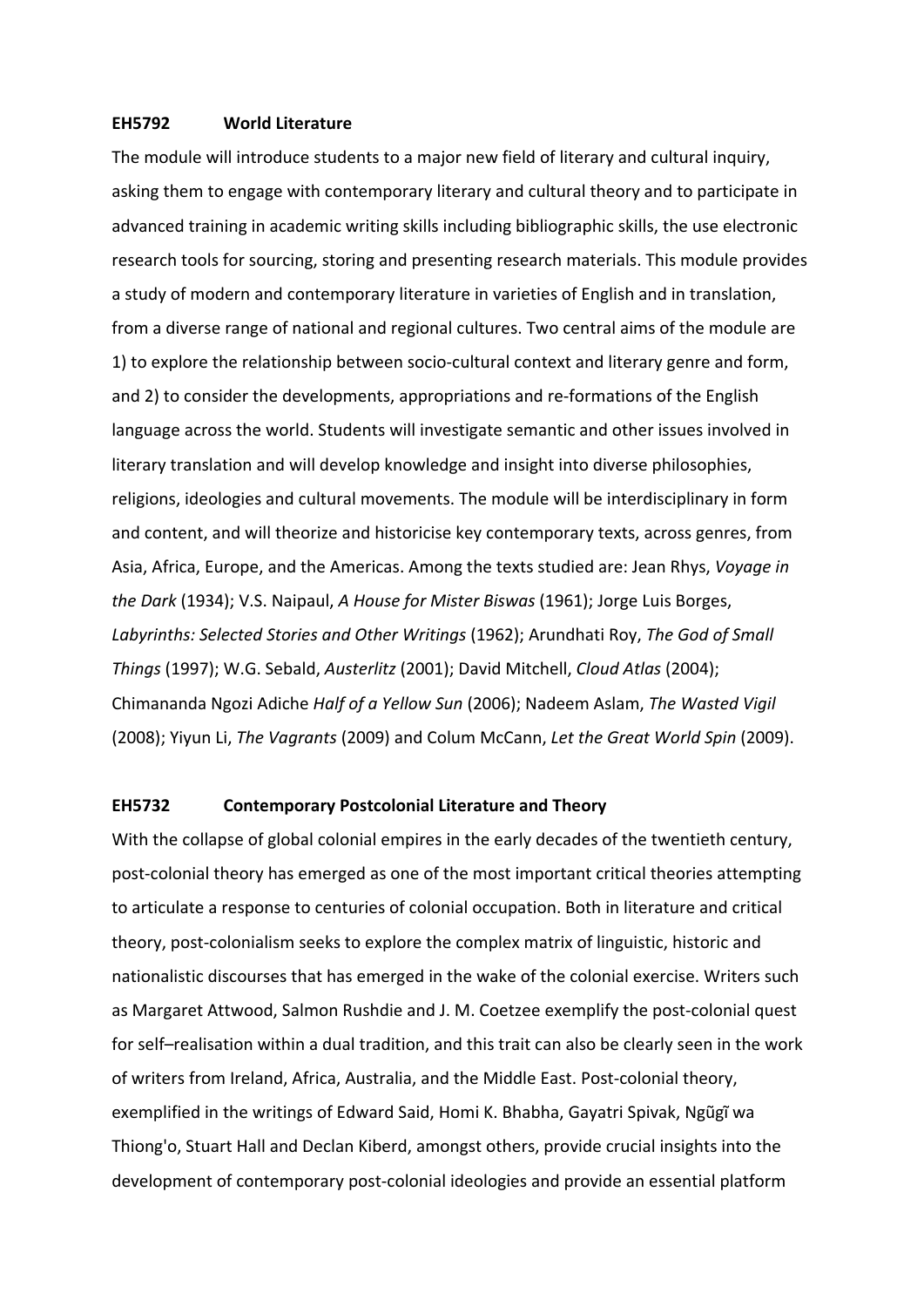**EH5792 World Literature**

The module will introduce students to a major new field of literary and cultural inquiry, asking them to engage with contemporary literary and cultural theory and to participate in advanced training in academic writing skills including bibliographic skills, the use electronic research tools for sourcing, storing and presenting research materials. This module provides a study of modern and contemporary literature in varieties of English and in translation, from a diverse range of national and regional cultures. Two central aims of the module are 1) to explore the relationship between socio-cultural context and literary genre and form, and 2) to consider the developments, appropriations and re-formations of the English language across the world. Students will investigate semantic and other issues involved in literary translation and will develop knowledge and insight into diverse philosophies, religions, ideologies and cultural movements. The module will be interdisciplinary in form and content, and will theorize and historicise key contemporary texts, across genres, from Asia, Africa, Europe, and the Americas. Among the texts studied are: Jean Rhys, *Voyage in the Dark* (1934); V.S. Naipaul, *A House for Mister Biswas* (1961); Jorge Luis Borges, *Labyrinths: Selected Stories and Other Writings* (1962); Arundhati Roy, *The God of Small Things* (1997); W.G. Sebald, *Austerlitz* (2001); David Mitchell, *Cloud Atlas* (2004); Chimananda Ngozi Adiche *Half of a Yellow Sun* (2006); Nadeem Aslam, *The Wasted Vigil* (2008); Yiyun Li, *The Vagrants* (2009) and Colum McCann, *Let the Great World Spin* (2009).

**EH5732 Contemporary Postcolonial Literature and Theory**

With the collapse of global colonial empires in the early decades of the twentieth century, post-colonial theory has emerged as one of the most important critical theories attempting to articulate a response to centuries of colonial occupation. Both in literature and critical theory, post-colonialism seeks to explore the complex matrix of linguistic, historic and nationalistic discourses that has emerged in the wake of the colonial exercise. Writers such as Margaret Attwood, Salmon Rushdie and J. M. Coetzee exemplify the post-colonial quest for self–realisation within a dual tradition, and this trait can also be clearly seen in the work of writers from Ireland, Africa, Australia, and the Middle East. Post-colonial theory, exemplified in the writings of Edward Said, Homi K. Bhabha, Gayatri Spivak, Ngũgĩ wa Thiong'o, Stuart Hall and Declan Kiberd, amongst others, provide crucial insights into the development of contemporary post-colonial ideologies and provide an essential platform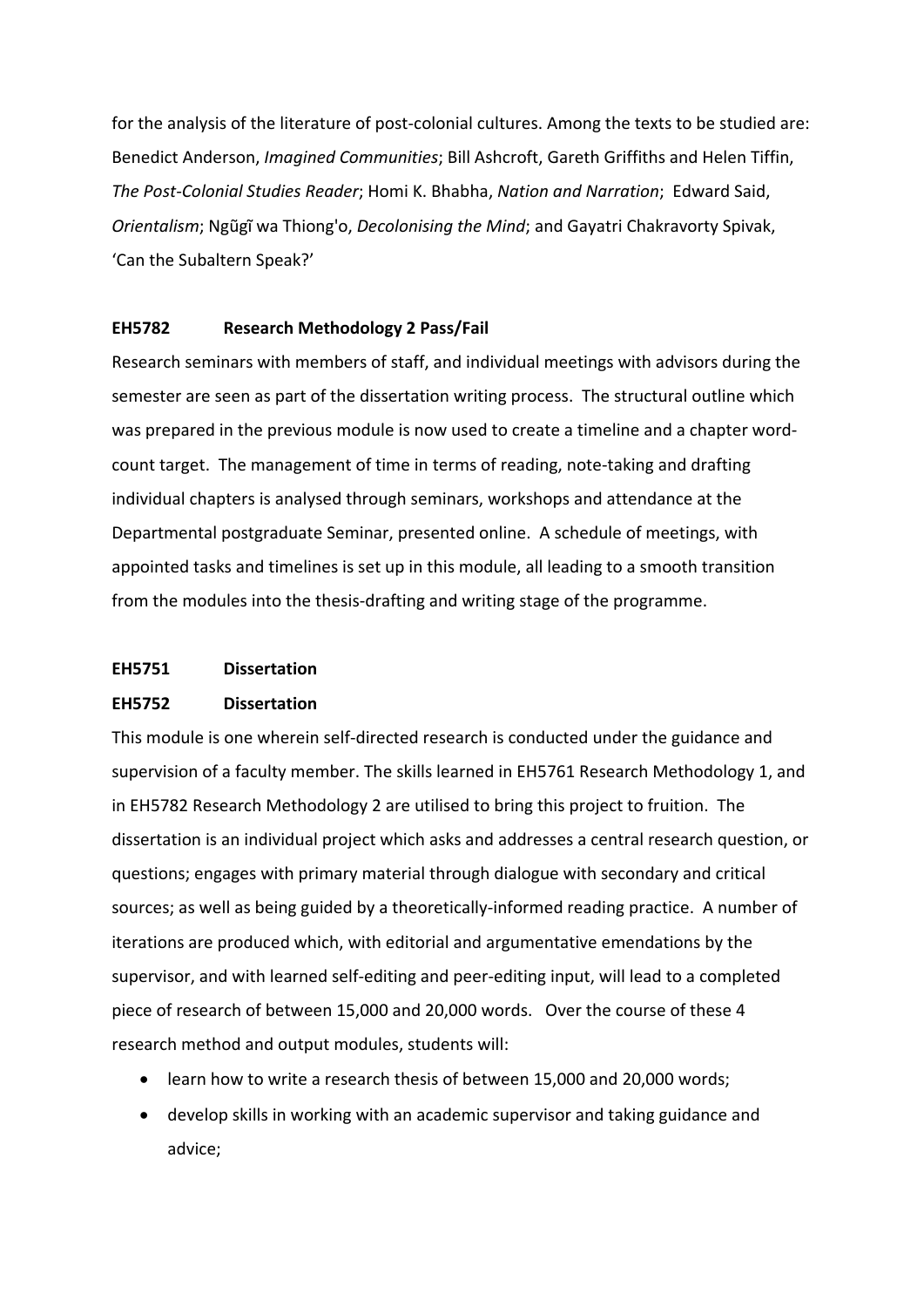for the analysis of the literature of post-colonial cultures. Among the texts to be studied are: Benedict Anderson, *Imagined Communities*; Bill Ashcroft, Gareth Griffiths and Helen Tiffin, *The Post-Colonial Studies Reader*; Homi K. Bhabha, *Nation and Narration*; Edward Said, *Orientalism*; Ngũgĩ wa Thiong'o, *Decolonising the Mind*; and Gayatri Chakravorty Spivak, 'Can the Subaltern Speak?'

**EH5782 Research Methodology 2 Pass/Fail**

Research seminars with members of staff, and individual meetings with advisors during the semester are seen as part of the dissertation writing process. The structural outline which was prepared in the previous module is now used to create a timeline and a chapter word-count target. The management of time in terms of reading, note-taking and drafting individual chapters is analysed through seminars, workshops and attendance at the Departmental postgraduate Seminar, presented online. A schedule of meetings, with appointed tasks and timelines is set up in this module, all leading to a smooth transition from the modules into the thesis-drafting and writing stage of the programme.

**EH5751 Dissertation**

**EH5752 Dissertation**

This module is one wherein self-directed research is conducted under the guidance and supervision of a faculty member. The skills learned in EH5761 Research Methodology 1, and in EH5782 Research Methodology 2 are utilised to bring this project to fruition. The dissertation is an individual project which asks and addresses a central research question, or questions; engages with primary material through dialogue with secondary and critical sources; as well as being guided by a theoretically-informed reading practice. A number of iterations are produced which, with editorial and argumentative emendations by the supervisor, and with learned self-editing and peer-editing input, will lead to a completed piece of research of between 15,000 and 20,000 words. Over the course of these 4 research method and output modules, students will:

- learn how to write a research thesis of between 15,000 and 20,000 words;
- develop skills in working with an academic supervisor and taking guidance and advice;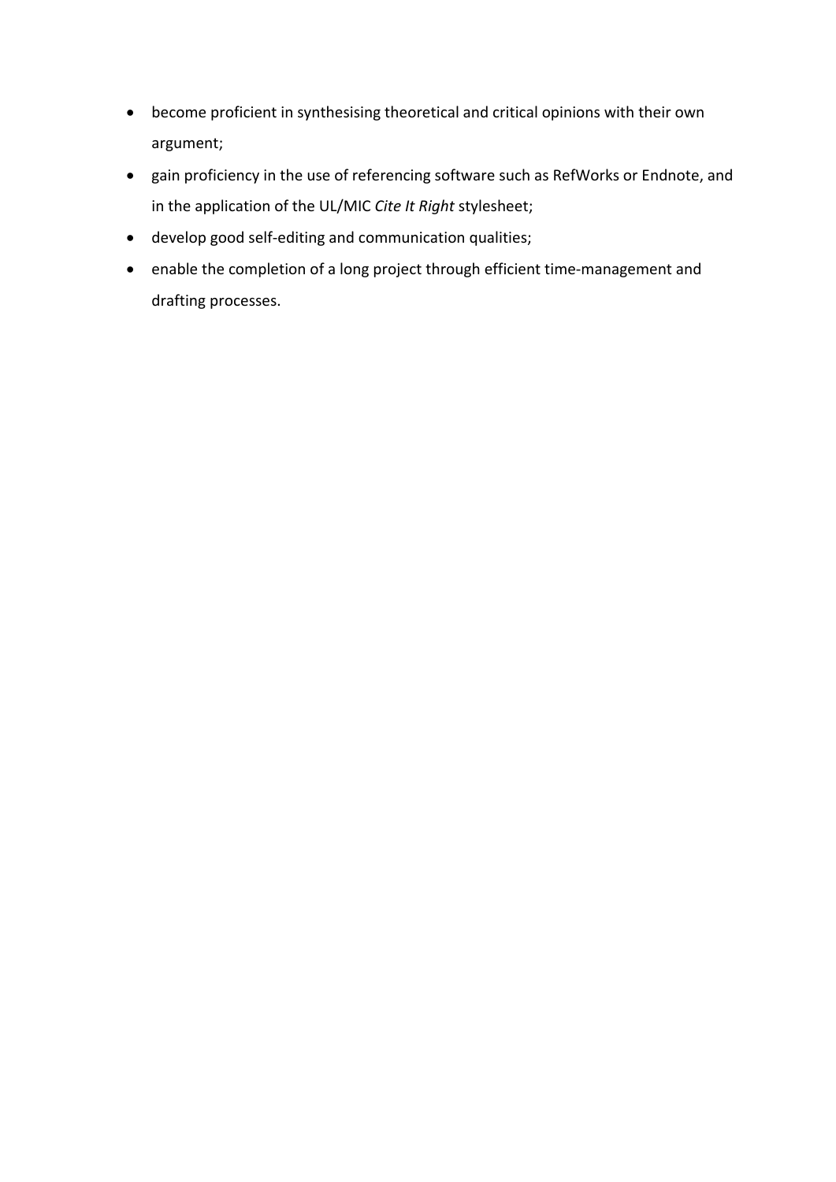- become proficient in synthesising theoretical and critical opinions with their own argument;
- gain proficiency in the use of referencing software such as RefWorks or Endnote, and in the application of the UL/MIC *Cite It Right* stylesheet;
- develop good self-editing and communication qualities;
- enable the completion of a long project through efficient time-management and drafting processes.